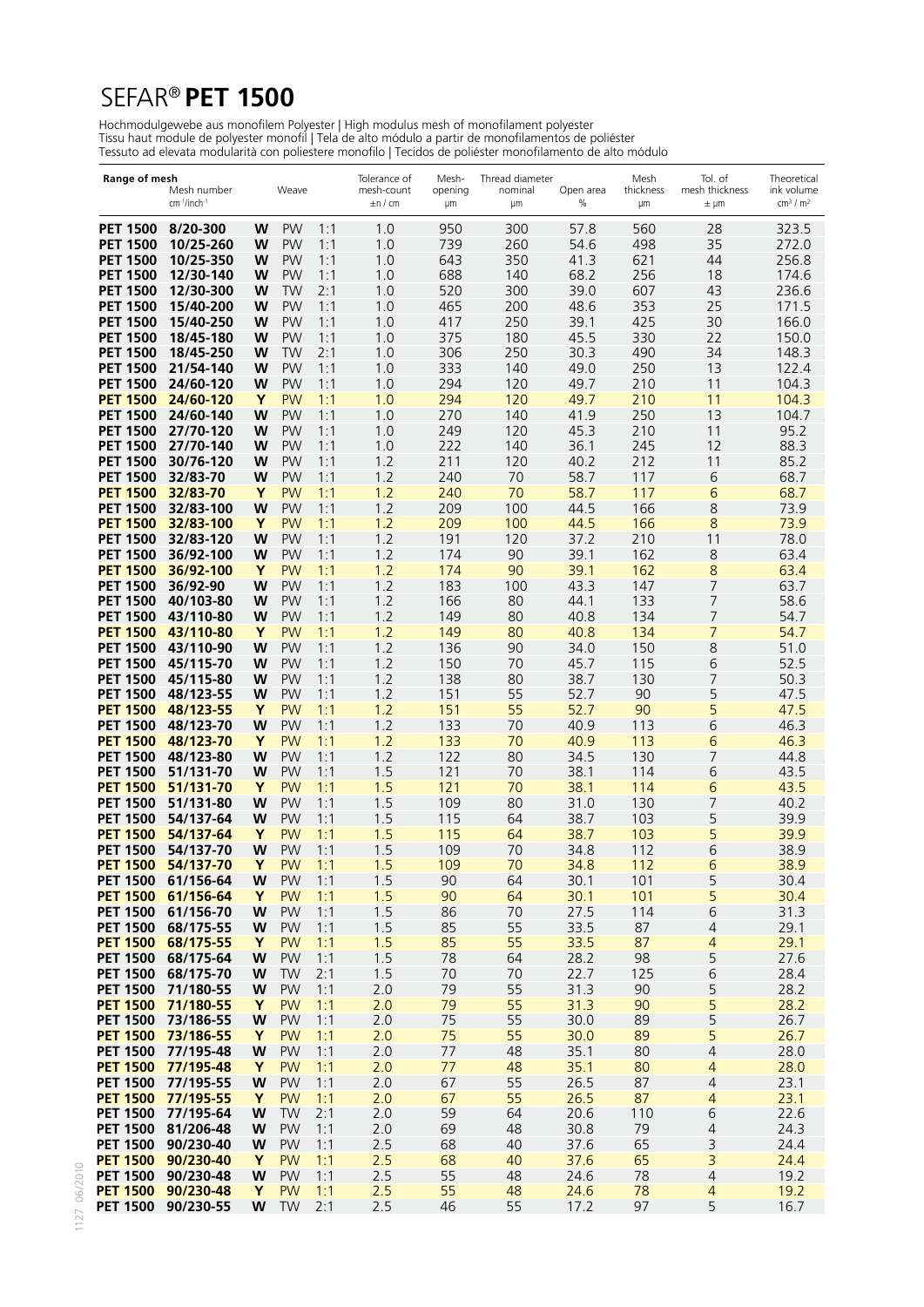# SEFAR® **PET 1500**

Hochmodulgewebe aus monofilem Polyester | High modulus mesh of monofilament polyester
Tissu haut module de polyester monofil | Tela de alto módulo a partir de monofilamentos de poliéster
Tessuto ad elevata modularità con poliestere monofilo | Tecidos de poliéster monofilamento de alto módulo

| Range of mesh | Mesh number $cm^{-1}/inch^{-1}$ | Weave | | | Tolerance of mesh-count ±n / cm | Mesh-opening µm | Thread diameter nominal µm | Open area % | Mesh thickness µm | Tol. of mesh thickness ± µm | Theoretical ink volume $cm^3 / m^2$ |
|---|---|---|---|---|---|---|---|---|---|---|---|
| **PET 1500** | **8/20-300** | **W** | PW | 1:1 | 1.0 | 950 | 300 | 57.8 | 560 | 28 | 323.5 |
| **PET 1500** | **10/25-260** | **W** | PW | 1:1 | 1.0 | 739 | 260 | 54.6 | 498 | 35 | 272.0 |
| **PET 1500** | **10/25-350** | **W** | PW | 1:1 | 1.0 | 643 | 350 | 41.3 | 621 | 44 | 256.8 |
| **PET 1500** | **12/30-140** | **W** | PW | 1:1 | 1.0 | 688 | 140 | 68.2 | 256 | 18 | 174.6 |
| **PET 1500** | **12/30-300** | **W** | TW | 2:1 | 1.0 | 520 | 300 | 39.0 | 607 | 43 | 236.6 |
| **PET 1500** | **15/40-200** | **W** | PW | 1:1 | 1.0 | 465 | 200 | 48.6 | 353 | 25 | 171.5 |
| **PET 1500** | **15/40-250** | **W** | PW | 1:1 | 1.0 | 417 | 250 | 39.1 | 425 | 30 | 166.0 |
| **PET 1500** | **18/45-180** | **W** | PW | 1:1 | 1.0 | 375 | 180 | 45.5 | 330 | 22 | 150.0 |
| **PET 1500** | **18/45-250** | **W** | TW | 2:1 | 1.0 | 306 | 250 | 30.3 | 490 | 34 | 148.3 |
| **PET 1500** | **21/54-140** | **W** | PW | 1:1 | 1.0 | 333 | 140 | 49.0 | 250 | 13 | 122.4 |
| **PET 1500** | **24/60-120** | **W** | PW | 1:1 | 1.0 | 294 | 120 | 49.7 | 210 | 11 | 104.3 |
| **PET 1500** | **24/60-120** | **Y** | PW | 1:1 | 1.0 | 294 | 120 | 49.7 | 210 | 11 | 104.3 |
| **PET 1500** | **24/60-140** | **W** | PW | 1:1 | 1.0 | 270 | 140 | 41.9 | 250 | 13 | 104.7 |
| **PET 1500** | **27/70-120** | **W** | PW | 1:1 | 1.0 | 249 | 120 | 45.3 | 210 | 11 | 95.2 |
| **PET 1500** | **27/70-140** | **W** | PW | 1:1 | 1.0 | 222 | 140 | 36.1 | 245 | 12 | 88.3 |
| **PET 1500** | **30/76-120** | **W** | PW | 1:1 | 1.2 | 211 | 120 | 40.2 | 212 | 11 | 85.2 |
| **PET 1500** | **32/83-70** | **W** | PW | 1:1 | 1.2 | 240 | 70 | 58.7 | 117 | 6 | 68.7 |
| **PET 1500** | **32/83-70** | **Y** | PW | 1:1 | 1.2 | 240 | 70 | 58.7 | 117 | 6 | 68.7 |
| **PET 1500** | **32/83-100** | **W** | PW | 1:1 | 1.2 | 209 | 100 | 44.5 | 166 | 8 | 73.9 |
| **PET 1500** | **32/83-100** | **Y** | PW | 1:1 | 1.2 | 209 | 100 | 44.5 | 166 | 8 | 73.9 |
| **PET 1500** | **32/83-120** | **W** | PW | 1:1 | 1.2 | 191 | 120 | 37.2 | 210 | 11 | 78.0 |
| **PET 1500** | **36/92-100** | **W** | PW | 1:1 | 1.2 | 174 | 90 | 39.1 | 162 | 8 | 63.4 |
| **PET 1500** | **36/92-100** | **Y** | PW | 1:1 | 1.2 | 174 | 90 | 39.1 | 162 | 8 | 63.4 |
| **PET 1500** | **36/92-90** | **W** | PW | 1:1 | 1.2 | 183 | 100 | 43.3 | 147 | 7 | 63.7 |
| **PET 1500** | **40/103-80** | **W** | PW | 1:1 | 1.2 | 166 | 80 | 44.1 | 133 | 7 | 58.6 |
| **PET 1500** | **43/110-80** | **W** | PW | 1:1 | 1.2 | 149 | 80 | 40.8 | 134 | 7 | 54.7 |
| **PET 1500** | **43/110-80** | **Y** | PW | 1:1 | 1.2 | 149 | 80 | 40.8 | 134 | 7 | 54.7 |
| **PET 1500** | **43/110-90** | **W** | PW | 1:1 | 1.2 | 136 | 90 | 34.0 | 150 | 8 | 51.0 |
| **PET 1500** | **45/115-70** | **W** | PW | 1:1 | 1.2 | 150 | 70 | 45.7 | 115 | 6 | 52.5 |
| **PET 1500** | **45/115-80** | **W** | PW | 1:1 | 1.2 | 138 | 80 | 38.7 | 130 | 7 | 50.3 |
| **PET 1500** | **48/123-55** | **W** | PW | 1:1 | 1.2 | 151 | 55 | 52.7 | 90 | 5 | 47.5 |
| **PET 1500** | **48/123-55** | **Y** | PW | 1:1 | 1.2 | 151 | 55 | 52.7 | 90 | 5 | 47.5 |
| **PET 1500** | **48/123-70** | **W** | PW | 1:1 | 1.2 | 133 | 70 | 40.9 | 113 | 6 | 46.3 |
| **PET 1500** | **48/123-70** | **Y** | PW | 1:1 | 1.2 | 133 | 70 | 40.9 | 113 | 6 | 46.3 |
| **PET 1500** | **48/123-80** | **W** | PW | 1:1 | 1.2 | 122 | 80 | 34.5 | 130 | 7 | 44.8 |
| **PET 1500** | **51/131-70** | **W** | PW | 1:1 | 1.5 | 121 | 70 | 38.1 | 114 | 6 | 43.5 |
| **PET 1500** | **51/131-70** | **Y** | PW | 1:1 | 1.5 | 121 | 70 | 38.1 | 114 | 6 | 43.5 |
| **PET 1500** | **51/131-80** | **W** | PW | 1:1 | 1.5 | 109 | 80 | 31.0 | 130 | 7 | 40.2 |
| **PET 1500** | **54/137-64** | **W** | PW | 1:1 | 1.5 | 115 | 64 | 38.7 | 103 | 5 | 39.9 |
| **PET 1500** | **54/137-64** | **Y** | PW | 1:1 | 1.5 | 115 | 64 | 38.7 | 103 | 5 | 39.9 |
| **PET 1500** | **54/137-70** | **W** | PW | 1:1 | 1.5 | 109 | 70 | 34.8 | 112 | 6 | 38.9 |
| **PET 1500** | **54/137-70** | **Y** | PW | 1:1 | 1.5 | 109 | 70 | 34.8 | 112 | 6 | 38.9 |
| **PET 1500** | **61/156-64** | **W** | PW | 1:1 | 1.5 | 90 | 64 | 30.1 | 101 | 5 | 30.4 |
| **PET 1500** | **61/156-64** | **Y** | PW | 1:1 | 1.5 | 90 | 64 | 30.1 | 101 | 5 | 30.4 |
| **PET 1500** | **61/156-70** | **W** | PW | 1:1 | 1.5 | 86 | 70 | 27.5 | 114 | 6 | 31.3 |
| **PET 1500** | **68/175-55** | **W** | PW | 1:1 | 1.5 | 85 | 55 | 33.5 | 87 | 4 | 29.1 |
| **PET 1500** | **68/175-55** | **Y** | PW | 1:1 | 1.5 | 85 | 55 | 33.5 | 87 | 4 | 29.1 |
| **PET 1500** | **68/175-64** | **W** | PW | 1:1 | 1.5 | 78 | 64 | 28.2 | 98 | 5 | 27.6 |
| **PET 1500** | **68/175-70** | **W** | TW | 2:1 | 1.5 | 70 | 70 | 22.7 | 125 | 6 | 28.4 |
| **PET 1500** | **71/180-55** | **W** | PW | 1:1 | 2.0 | 79 | 55 | 31.3 | 90 | 5 | 28.2 |
| **PET 1500** | **71/180-55** | **Y** | PW | 1:1 | 2.0 | 79 | 55 | 31.3 | 90 | 5 | 28.2 |
| **PET 1500** | **73/186-55** | **W** | PW | 1:1 | 2.0 | 75 | 55 | 30.0 | 89 | 5 | 26.7 |
| **PET 1500** | **73/186-55** | **Y** | PW | 1:1 | 2.0 | 75 | 55 | 30.0 | 89 | 5 | 26.7 |
| **PET 1500** | **77/195-48** | **W** | PW | 1:1 | 2.0 | 77 | 48 | 35.1 | 80 | 4 | 28.0 |
| **PET 1500** | **77/195-48** | **Y** | PW | 1:1 | 2.0 | 77 | 48 | 35.1 | 80 | 4 | 28.0 |
| **PET 1500** | **77/195-55** | **W** | PW | 1:1 | 2.0 | 67 | 55 | 26.5 | 87 | 4 | 23.1 |
| **PET 1500** | **77/195-55** | **Y** | PW | 1:1 | 2.0 | 67 | 55 | 26.5 | 87 | 4 | 23.1 |
| **PET 1500** | **77/195-64** | **W** | TW | 2:1 | 2.0 | 59 | 64 | 20.6 | 110 | 6 | 22.6 |
| **PET 1500** | **81/206-48** | **W** | PW | 1:1 | 2.0 | 69 | 48 | 30.8 | 79 | 4 | 24.3 |
| **PET 1500** | **90/230-40** | **W** | PW | 1:1 | 2.5 | 68 | 40 | 37.6 | 65 | 3 | 24.4 |
| **PET 1500** | **90/230-40** | **Y** | PW | 1:1 | 2.5 | 68 | 40 | 37.6 | 65 | 3 | 24.4 |
| **PET 1500** | **90/230-48** | **W** | PW | 1:1 | 2.5 | 55 | 48 | 24.6 | 78 | 4 | 19.2 |
| **PET 1500** | **90/230-48** | **Y** | PW | 1:1 | 2.5 | 55 | 48 | 24.6 | 78 | 4 | 19.2 |
| **PET 1500** | **90/230-55** | **W** | TW | 2:1 | 2.5 | 46 | 55 | 17.2 | 97 | 5 | 16.7 |

1127 06/2010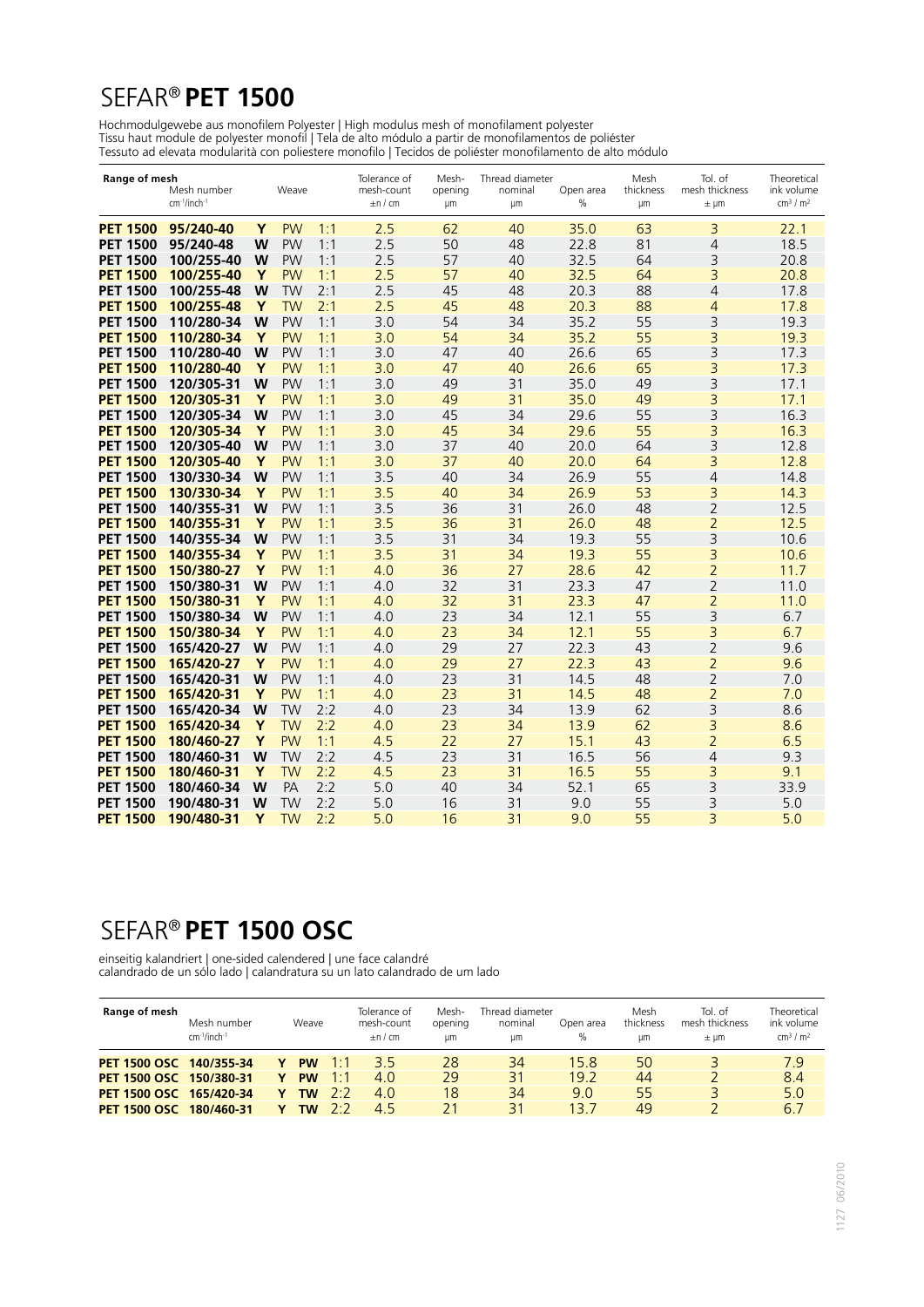# SEFAR® **PET 1500**

Hochmodulgewebe aus monofilem Polyester | High modulus mesh of monofilament polyester
Tissu haut module de polyester monofil | Tela de alto módulo a partir de monofilamentos de poliéster
Tessuto ad elevata modularità con poliestere monofilo | Tecidos de poliéster monofilamento de alto módulo

| Range of mesh | Mesh number $cm^{-1}$/$inch^{-1}$ | | Weave | | Tolerance of mesh-count ±n / cm | Mesh-opening µm | Thread diameter nominal µm | Open area % | Mesh thickness µm | Tol. of mesh thickness ± µm | Theoretical ink volume $cm^3$ / $m^2$ |
|---|---|---|---|---|---|---|---|---|---|---|---|
| **PET 1500** | **95/240-40** | **Y** | PW | 1:1 | 2.5 | 62 | 40 | 35.0 | 63 | 3 | 22.1 |
| **PET 1500** | **95/240-48** | **W** | PW | 1:1 | 2.5 | 50 | 48 | 22.8 | 81 | 4 | 18.5 |
| **PET 1500** | **100/255-40** | **W** | PW | 1:1 | 2.5 | 57 | 40 | 32.5 | 64 | 3 | 20.8 |
| **PET 1500** | **100/255-40** | **Y** | PW | 1:1 | 2.5 | 57 | 40 | 32.5 | 64 | 3 | 20.8 |
| **PET 1500** | **100/255-48** | **W** | TW | 2:1 | 2.5 | 45 | 48 | 20.3 | 88 | 4 | 17.8 |
| **PET 1500** | **100/255-48** | **Y** | TW | 2:1 | 2.5 | 45 | 48 | 20.3 | 88 | 4 | 17.8 |
| **PET 1500** | **110/280-34** | **W** | PW | 1:1 | 3.0 | 54 | 34 | 35.2 | 55 | 3 | 19.3 |
| **PET 1500** | **110/280-34** | **Y** | PW | 1:1 | 3.0 | 54 | 34 | 35.2 | 55 | 3 | 19.3 |
| **PET 1500** | **110/280-40** | **W** | PW | 1:1 | 3.0 | 47 | 40 | 26.6 | 65 | 3 | 17.3 |
| **PET 1500** | **110/280-40** | **Y** | PW | 1:1 | 3.0 | 47 | 40 | 26.6 | 65 | 3 | 17.3 |
| **PET 1500** | **120/305-31** | **W** | PW | 1:1 | 3.0 | 49 | 31 | 35.0 | 49 | 3 | 17.1 |
| **PET 1500** | **120/305-31** | **Y** | PW | 1:1 | 3.0 | 49 | 31 | 35.0 | 49 | 3 | 17.1 |
| **PET 1500** | **120/305-34** | **W** | PW | 1:1 | 3.0 | 45 | 34 | 29.6 | 55 | 3 | 16.3 |
| **PET 1500** | **120/305-34** | **Y** | PW | 1:1 | 3.0 | 45 | 34 | 29.6 | 55 | 3 | 16.3 |
| **PET 1500** | **120/305-40** | **W** | PW | 1:1 | 3.0 | 37 | 40 | 20.0 | 64 | 3 | 12.8 |
| **PET 1500** | **120/305-40** | **Y** | PW | 1:1 | 3.0 | 37 | 40 | 20.0 | 64 | 3 | 12.8 |
| **PET 1500** | **130/330-34** | **W** | PW | 1:1 | 3.5 | 40 | 34 | 26.9 | 55 | 4 | 14.8 |
| **PET 1500** | **130/330-34** | **Y** | PW | 1:1 | 3.5 | 40 | 34 | 26.9 | 53 | 3 | 14.3 |
| **PET 1500** | **140/355-31** | **W** | PW | 1:1 | 3.5 | 36 | 31 | 26.0 | 48 | 2 | 12.5 |
| **PET 1500** | **140/355-31** | **Y** | PW | 1:1 | 3.5 | 36 | 31 | 26.0 | 48 | 2 | 12.5 |
| **PET 1500** | **140/355-34** | **W** | PW | 1:1 | 3.5 | 31 | 34 | 19.3 | 55 | 3 | 10.6 |
| **PET 1500** | **140/355-34** | **Y** | PW | 1:1 | 3.5 | 31 | 34 | 19.3 | 55 | 3 | 10.6 |
| **PET 1500** | **150/380-27** | **Y** | PW | 1:1 | 4.0 | 36 | 27 | 28.6 | 42 | 2 | 11.7 |
| **PET 1500** | **150/380-31** | **W** | PW | 1:1 | 4.0 | 32 | 31 | 23.3 | 47 | 2 | 11.0 |
| **PET 1500** | **150/380-31** | **Y** | PW | 1:1 | 4.0 | 32 | 31 | 23.3 | 47 | 2 | 11.0 |
| **PET 1500** | **150/380-34** | **W** | PW | 1:1 | 4.0 | 23 | 34 | 12.1 | 55 | 3 | 6.7 |
| **PET 1500** | **150/380-34** | **Y** | PW | 1:1 | 4.0 | 23 | 34 | 12.1 | 55 | 3 | 6.7 |
| **PET 1500** | **165/420-27** | **W** | PW | 1:1 | 4.0 | 29 | 27 | 22.3 | 43 | 2 | 9.6 |
| **PET 1500** | **165/420-27** | **Y** | PW | 1:1 | 4.0 | 29 | 27 | 22.3 | 43 | 2 | 9.6 |
| **PET 1500** | **165/420-31** | **W** | PW | 1:1 | 4.0 | 23 | 31 | 14.5 | 48 | 2 | 7.0 |
| **PET 1500** | **165/420-31** | **Y** | PW | 1:1 | 4.0 | 23 | 31 | 14.5 | 48 | 2 | 7.0 |
| **PET 1500** | **165/420-34** | **W** | TW | 2:2 | 4.0 | 23 | 34 | 13.9 | 62 | 3 | 8.6 |
| **PET 1500** | **165/420-34** | **Y** | TW | 2:2 | 4.0 | 23 | 34 | 13.9 | 62 | 3 | 8.6 |
| **PET 1500** | **180/460-27** | **Y** | PW | 1:1 | 4.5 | 22 | 27 | 15.1 | 43 | 2 | 6.5 |
| **PET 1500** | **180/460-31** | **W** | TW | 2:2 | 4.5 | 23 | 31 | 16.5 | 56 | 4 | 9.3 |
| **PET 1500** | **180/460-31** | **Y** | TW | 2:2 | 4.5 | 23 | 31 | 16.5 | 55 | 3 | 9.1 |
| **PET 1500** | **180/460-34** | **W** | PA | 2:2 | 5.0 | 40 | 34 | 52.1 | 65 | 3 | 33.9 |
| **PET 1500** | **190/480-31** | **W** | TW | 2:2 | 5.0 | 16 | 31 | 9.0 | 55 | 3 | 5.0 |
| **PET 1500** | **190/480-31** | **Y** | TW | 2:2 | 5.0 | 16 | 31 | 9.0 | 55 | 3 | 5.0 |

# SEFAR® **PET 1500 OSC**

einseitig kalandriert | one-sided calendered | une face calandré
calandrado de un sólo lado | calandratura su un lato calandrado de um lado

| Range of mesh | Mesh number $cm^{-1}$/$inch^{-1}$ | | Weave | | Tolerance of mesh-count ±n / cm | Mesh-opening µm | Thread diameter nominal µm | Open area % | Mesh thickness µm | Tol. of mesh thickness ± µm | Theoretical ink volume $cm^3$ / $m^2$ |
|---|---|---|---|---|---|---|---|---|---|---|---|
| **PET 1500 OSC** | **140/355-34** | **Y** | **PW** | 1:1 | 3.5 | 28 | 34 | 15.8 | 50 | 3 | 7.9 |
| **PET 1500 OSC** | **150/380-31** | **Y** | **PW** | 1:1 | 4.0 | 29 | 31 | 19.2 | 44 | 2 | 8.4 |
| **PET 1500 OSC** | **165/420-34** | **Y** | **TW** | 2:2 | 4.0 | 18 | 34 | 9.0 | 55 | 3 | 5.0 |
| **PET 1500 OSC** | **180/460-31** | **Y** | **TW** | 2:2 | 4.5 | 21 | 31 | 13.7 | 49 | 2 | 6.7 |

1127 06/2010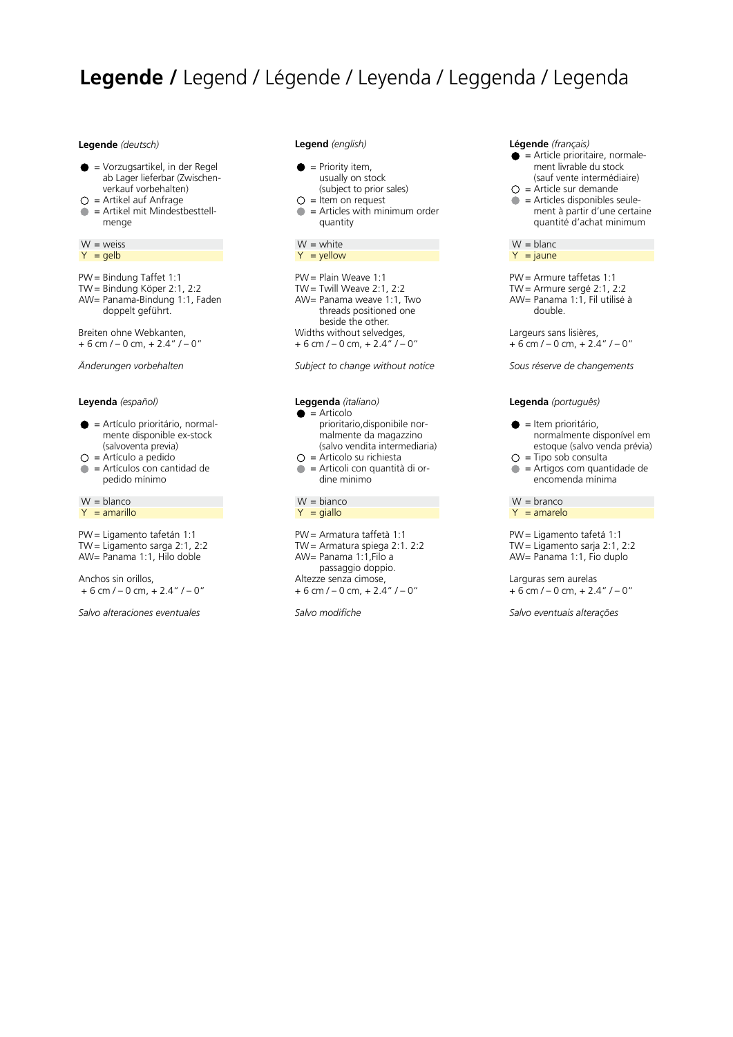# **Legende /** Legend / Légende / Leyenda / Leggenda / Legenda

**Legende** *(deutsch)*

- ● = Vorzugsartikel, in der Regel ab Lager lieferbar (Zwischenverkauf vorbehalten)
- ○ = Artikel auf Anfrage
- ● = Artikel mit Mindestbestellmenge

W = weiss
Y = gelb

PW = Bindung Taffet 1:1
TW = Bindung Köper 2:1, 2:2
AW = Panama-Bindung 1:1, Faden doppelt geführt.

Breiten ohne Webkanten,
+ 6 cm / – 0 cm, + 2.4" / – 0"

*Änderungen vorbehalten*

**Legend** *(english)*

- ● = Priority item, usually on stock (subject to prior sales)
- ○ = Item on request
- ● = Articles with minimum order quantity

W = white
Y = yellow

PW = Plain Weave 1:1
TW = Twill Weave 2:1, 2:2
AW = Panama weave 1:1, Two threads positioned one beside the other.
Widths without selvedges,
+ 6 cm / – 0 cm, + 2.4" / – 0"

*Subject to change without notice*

**Légende** *(français)*

- ● = Article prioritaire, normalement livrable du stock (sauf vente intermédiaire)
- ○ = Article sur demande
- ● = Articles disponibles seulement à partir d'une certaine quantité d'achat minimum

W = blanc
Y = jaune

PW = Armure taffetas 1:1
TW = Armure sergé 2:1, 2:2
AW = Panama 1:1, Fil utilisé à double.

Largeurs sans lisières,
+ 6 cm / – 0 cm, + 2.4" / – 0"

*Sous réserve de changements*

**Leyenda** *(español)*

- ● = Artículo prioritário, normalmente disponible ex-stock (salvoventa previa)
- ○ = Artículo a pedido
- ● = Artículos con cantidad de pedido mínimo

W = blanco
Y = amarillo

PW = Ligamento tafetán 1:1
TW = Ligamento sarga 2:1, 2:2
AW = Panama 1:1, Hilo doble

Anchos sin orillos,
+ 6 cm / – 0 cm, + 2.4" / – 0"

*Salvo alteraciones eventuales*

**Leggenda** *(italiano)*

- ● = Articolo prioritario,disponibile normalmente da magazzino (salvo vendita intermediaria)
- ○ = Articolo su richiesta
- ● = Articoli con quantità di ordine minimo

W = bianco
Y = giallo

PW = Armatura taffetà 1:1
TW = Armatura spiega 2:1. 2:2
AW = Panama 1:1,Filo a passaggio doppio.
Altezze senza cimose,
+ 6 cm / – 0 cm, + 2.4" / – 0"

*Salvo modifiche*

**Legenda** *(português)*

- ● = Item prioritário, normalmente disponível em estoque (salvo venda prévia)
- ○ = Tipo sob consulta
- ● = Artigos com quantidade de encomenda mínima

W = branco
Y = amarelo

PW = Ligamento tafetá 1:1
TW = Ligamento sarja 2:1, 2:2
AW = Panama 1:1, Fio duplo

Larguras sem aurelas
+ 6 cm / – 0 cm, + 2.4" / – 0"

*Salvo eventuais alterações*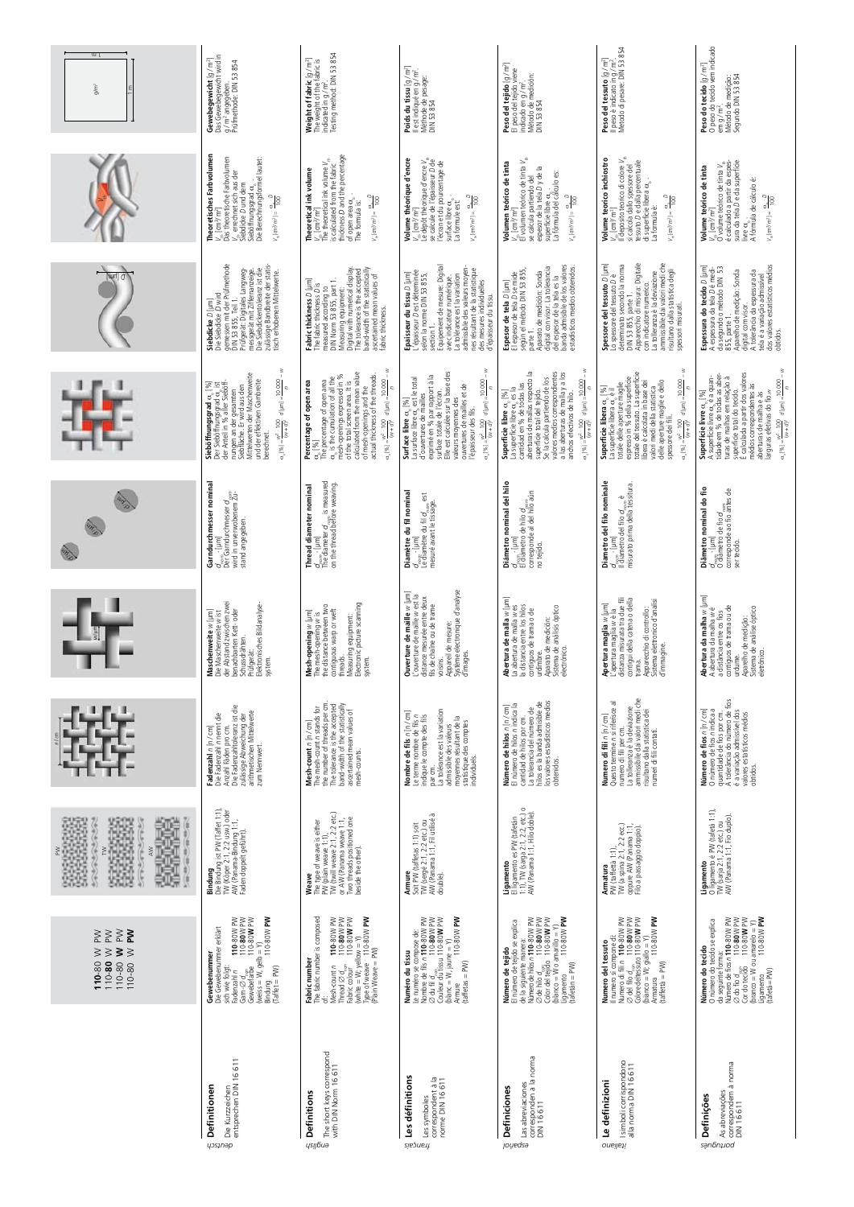# deutsch

## Definitionen

Die Kurzzeichen entsprechen DIN 16 611

### Gewebenummer

Die Gewebenummer erklärt sich wie folgt:

- Fadenzahl n: **110**-80 PW
- Garn-∅ $d_{nom}$: 110-**80** PW
- Gewebefarbe (weiss = W, gelb = Y): 110-80**W** PW
- Bindung (Taffet = PW): 110-80 **PW**

### Bindung

Die Bindung ist PW (Taffet 1:1), TW (Köper 2:1, 2:2 usw.) oder AW (Panama Bindung 1:1, Faden doppelt geführt).

### Fadenzahl $n$ [n/cm]

Die Fadenzahl n nennt die Anzahl Fäden pro cm. Die Fadenzahltoleranz ist die zulässige Abweichung der arithmetischen Mittelwerte zum Nennwert.

### Maschenweite $w$ [µm]

Die Maschenweite w ist der Abstand zwischen zwei benachbarten Kett- oder Schussfäden. Prüfgerät: Elektronisches Bildanalysesystem.

### Garndurchmesser nominal $d_{nom}$ [µm]

Der Garndurchmesser $d_{nom}$ wird im unverwobenen Zustand angegeben.

### Sieböffnungsgrad $\alpha_0$ [%]

Der Sieböffnungsgrad $\alpha_0$ ist der Anteil aller Maschenöffnungen an der gesamten Siebfläche. Er wird aus den Mittelwerten der Maschenweite und der effektiven Garnbreite berechnet.

$$\alpha_0\,[\%] = \frac{w^2}{(w+d)^2} \cdot 100 \qquad d\,[\mu m] = \frac{10\,000}{n} - w$$

### Siebdicke $D$ [µm]

Die Siebdicke D wird gemessen mit der Prüfmethode DIN 53 855, Teil 1. Prüfgerät: Digitales Langwegmessgerät mit Ziffernanzeige. Die Siebdickentoleranz ist die zulässige Bandbreite der statistisch erhobenen Mittelwerte.

### Theoretisches Farbvolumen $V_{th}$ [cm³/m²]

Das theoretische Farbvolumen $V_{th}$ errechnet sich aus der Siebdicke D und dem Sieböffnungsgrad $\alpha_0$. Die Berechnungsformel lautet:

$$V_{th}\,[cm^3/m^2] = \frac{\alpha_0 \cdot D}{100}$$

### Gewebegewicht [g/m²]

Das Gewebegewicht wird in g/m² angegeben. Prüfmethode: DIN 53 854

# english

## Definitions

The short keys correspond with DIN Norm 16 611

### Fabric number

The fabric number is composed of:

- Mesh-count n: **110**-80 PW
- Thread ∅ $d_{nom}$: 110-**80** PW
- Fabric colour (white = W, yellow = Y): 110-80**W** PW
- Type of weave (Plain Weave = PW): 110-80 **PW**

### Weave

The type of weave is either PW (plain weave 1:1), TW (twill weave 2:1, 2:2 etc.) or AW (Panama weave 1:1, two threads positioned one beside the other).

### Mesh-count $n$ [n/cm]

The mesh-count n stands for the number of threads per cm. The tolerance is the accepted band-width of the statistically ascertained mean values of mesh-counts.

### Mesh-opening $w$ [µm]

The mesh-opening w is the distance between two contiguous warp or weft threads. Measuring equipment: Electronic picture scanning system.

### Thread diameter nominal $d_{nom}$ [µm]

The diameter $d_{nom}$ is measured on the thread before weaving.

### Percentage of open area $\alpha_0$ [%]

The percentage of open area $\alpha_0$ is the cumulation of all the mesh-openings expressed in % of the total screen area. It is calculated from the mean value of mesh-openings and the actual thickness of the threads.

$$\alpha_0\,[\%] = \frac{w^2}{(w+d)^2} \cdot 100 \qquad d\,[\mu m] = \frac{10\,000}{n} - w$$

### Fabric thickness $D$ [µm]

The fabric thickness D is measured according to DIN Norm 53 855, part 1. Measuring equipment: Digital with numerical display. The tolerance is the accepted band-width of the statistically ascertained mean values of fabric thickness.

### Theoretical ink volume $V_{th}$ [cm³/m²]

The theoretical ink volume $V_{th}$ is calculated from the fabric thickness D and the percentage of open area $\alpha_0$. The formula is:

$$V_{th}\,[cm^3/m^2] = \frac{\alpha_0 \cdot D}{100}$$

### Weight of fabric [g/m²]

The weight of the fabric is indicated in g/m². Testing method: DIN 53 854

# français

## Les définitions

Les symboles correspondent à la norme DIN 16 611

### Numéro du tissu

Le numéro se compose de:

- Nombre de fils n: **110**-80 PW
- Ø du fil $d_{nom}$: 110-**80** PW
- Couleur du tissu (blanc = W, jaune = Y): 110-80**W** PW
- Armure (taffetas = PW): 110-80 **PW**

### Armure

Soit PW (taffetas 1:1) soit TW (sergé 2:1, 2:2 etc.) ou AW (Panama 1:1, Fil utilisé à double).

### Nombre de fils $n$ [n/cm]

Le nombre de fils n indique le compte des fils par cm. La tolérance est la variation admissible des valeurs moyennes résultant de la statistique des comptes individuels.

### Ouverture de maille $w$ [µm]

L'ouverture de maille w est la distance mesurée entre deux fils de chaîne ou de trame voisins. Appareil de mesure: Système électronique d'analyse d'images.

### Diamètre du fil nominal $d_{nom}$ [µm]

Le diamètre du fil $d_{nom}$ est mesuré avant le tissage.

### Surface libre $\alpha_0$ [%]

La surface libre $\alpha_0$ est le total d'ouvertures de mailles exprimée en % par rapport à la surface totale du tissu. Elle est calculée sur la base des valeurs moyennes des ouvertures de mailles et de l'épaisseur des fils.

$$\alpha_0\,[\%] = \frac{w^2}{(w+d)^2} \cdot 100 \qquad d\,[\mu m] = \frac{10\,000}{n} - w$$

### Epaisseur du tissu $D$ [µm]

L'épaisseur D est déterminée selon la norme DIN 53 855, section 1. Equipement de mesure: Digital avec indicateur numérique. La tolérance est la variation admissible des valeurs moyennes résultant de la statistique des mesures individuelles d'épaisseur du tissu.

### Volume théorique d'encre $V_{th}$ [cm³/m²]

Le dépôt théorique d'encre $V_{th}$ se calcule de l'épaisseur D de l'écran et du pourcentage de surface libre $\alpha_0$. La formule est:

$$V_{th}\,[cm^3/m^2] = \frac{\alpha_0 \cdot D}{100}$$

### Poids du tissu [g/m²]

Il est indiqué en g/m². Méthode de pesage: DIN 53 854

# español

## Definiciones

Las abreviaciones corresponden a la norma DIN 16 611

### Número de tejido

El número de tejido se explica de la siguiente manera:

- Número de hilos n: **110**-80 PW
- Ø del hilo $d_{nom}$: 110-**80** PW
- Color del tejido (blanco = W o amarillo = Y): 110-80**W** PW
- Ligamento (tafetán = PW): 110-80 **PW**

### Ligamento

El ligamento es PW (tafetán 1:1), TW (sarga 2:1, 2:2, etc.) o AW (Panamá 1:1, Hilo doble).

### Número de hilos $n$ [n/cm]

El número de hilos n indica la cantidad de hilos por cm. La tolerancia del número de hilos es la banda admisible de los valores estadísticos medios obtenidos.

### Abertura de malla $w$ [µm]

La abertura de malla w es la distancia entre los hilos contiguos de trama o de urdimbre. Aparato de medición: Sistema de análisis óptico electrónico.

### Diámetro nominal del hilo $d_{nom}$ [µm]

El diámetro de hilo $d_{nom}$ corresponde al del hilo aún no tejido.

### Superficie libre $\alpha_0$ [%]

La superficie libre $\alpha_0$ es la cantidad en % de todas las aberturas de malla respecto a la superficie total del tejido. Se la calcula partiendo de los valores medios correspondientes a las aberturas de malla y a los anchos efectivos de hilo.

$$\alpha_0\,[\%] = \frac{w^2}{(w+d)^2} \cdot 100 \qquad d\,[\mu m] = \frac{10\,000}{n} - w$$

### Espesor de tela $D$ [µm]

El espesor de tela D se mide según el método DIN 53 855, parte 1. Aparato de medición: Sonda digital con visor. La tolerancia del espesor de la tela es la banda admisible de los valores estadísticos medios obtenidos.

### Volumen teórico de tinta $V_{th}$ [cm³/m²]

El volumen teórico de tinta $V_{th}$ se calcula partiendo del espesor de tela D y de la superficie libre $\alpha_0$. La fórmula del cálculo es:

$$V_{th}\,[cm^3/m^2] = \frac{\alpha_0 \cdot D}{100}$$

### Peso de tejido [g/m²]

El peso del tejido viene indicado en g/m². Método de medición: DIN 53 854

# italiano

## Le definizioni

I simboli corrispondono alla norma DIN 16 611

### Numero del tessuto

Il numero si compone di:

- Numero di fili n: **110**-80 PW
- Ø del filo $d_{nom}$: 110-**80** PW
- Colore del tessuto (bianco = W, giallo = Y): 110-80**W** PW
- Armatura (taffetà = PW): 110-80 **PW**

### Armatura

PW (taffetà 1:1), TW (a spina 2:1, 2:2 ecc.) oppure AW (Panama 1:1, Filo a passaggio doppio).

### Numero di fili $n$ [n/cm]

Questo termine si riferisce al numero di fili per cm. La tolleranza è la deviazione ammissibile dai valori medi che risultano dalla statistica dei numeri di fili contati.

### Apertura maglia $w$ [µm]

L'apertura maglia w è la distanza misurata tra due fili contigui della catena o della trama. Apparecchio di controllo: Sistema elettronico di analisi d'immagine.

### Diametro del filo nominale $d_{nom}$ [µm]

Il diametro del filo $d_{nom}$ è misurato prima della tessitura.

### Superficie libera $\alpha_0$ [%]

La superficie libera $\alpha_0$ è il totale delle aperture maglie espresso in % della superficie totale del tessuto. La superficie libera è calcolata in base ai valori medi della statistica delle aperture maglie e dello spessore dei fili.

$$\alpha_0\,[\%] = \frac{w^2}{(w+d)^2} \cdot 100 \qquad d\,[\mu m] = \frac{10\,000}{n} - w$$

### Spessore del tessuto $D$ [µm]

Lo spessore del tessuto D è determinato secondo la norma DIN 53 855, parte 1. Apparecchio di misura: Digitale con indicatore numerico. La tolleranza è la deviazione ammissibile dai valori medi che risultano dalla statistica degli spessori misurati.

### Volume teorico inchiostro $V_{th}$ [cm³/m²]

Il deposito teorico di colore $V_{th}$ si calcola dallo spessore del tessuto D e dalla percentuale di superficie libera $\alpha_0$. La formula è:

$$V_{th}\,[cm^3/m^2] = \frac{\alpha_0 \cdot D}{100}$$

### Peso del tessuto [g/m²]

Il peso è indicato in g/m². Metodo di pesare: DIN 53 854

# português

## Definições

As abreviações correspondem à norma DIN 16 611

### Número do tecido

O número do tecido se explica da seguinte forma:

- Número de fios n: **110**-80 PW
- Ø do fio $d_{nom}$: 110-**80** PW
- Cor do tecido (branco = W ou amarelo = Y): 110-80**W** PW
- Ligamento (tafetá = PW): 110-80 **PW**

### Ligamento

O ligamento é PW (tafetá 1:1), TW (sarja 2:1, 2:2 etc.) ou AW (Panamá 1:1, Fio duplo).

### Número de fios $n$ [n/cm]

O número de fios n indica a quantidade de fios por cm. A tolerância do número de fios é a variação admissível dos valores estatísticos médios obtidos.

### Abertura da malha $w$ [µm]

A abertura da malha w é a distância entre os fios contíguos de trama ou de urdume. Aparelho de medição: Sistema de análise óptico eletrónico.

### Diâmetro nominal do fio $d_{nom}$ [µm]

O diâmetro de fio $d_{nom}$ corresponde ao fio antes de ser tecido.

### Superfície livre $\alpha_0$ [%]

A superfície livre $\alpha_0$ é a quantidade em % de todas as aberturas de malhas em relação à superfície total do tecido. É calculada a partir dos valores médios correspondentes às aberturas de malha e às larguras efetivas do fio.

$$\alpha_0\,[\%] = \frac{w^2}{(w+d)^2} \cdot 100 \qquad d\,[\mu m] = \frac{10\,000}{n} - w$$

### Espessura do tecido $D$ [µm]

A espessura da tela D é medida segundo o método DIN 53 855, parte 1. Aparelho de medição: Sonda digital com visor. A tolerância da espessura da tela é a variação admissível dos valores estatísticos médios obtidos.

### Volume teórico de tinta $V_{th}$ [cm³/m²]

O volume teórico de tinta $V_{th}$ é calculado a partir da espessura da tela D e da superfície livre $\alpha_0$. A fórmula de cálculo é:

$$V_{th}\,[cm^3/m^2] = \frac{\alpha_0 \cdot D}{100}$$

### Peso do tecido [g/m²]

O peso do tecido vem indicado em g/m². Método de medição: Segundo DIN 53 854